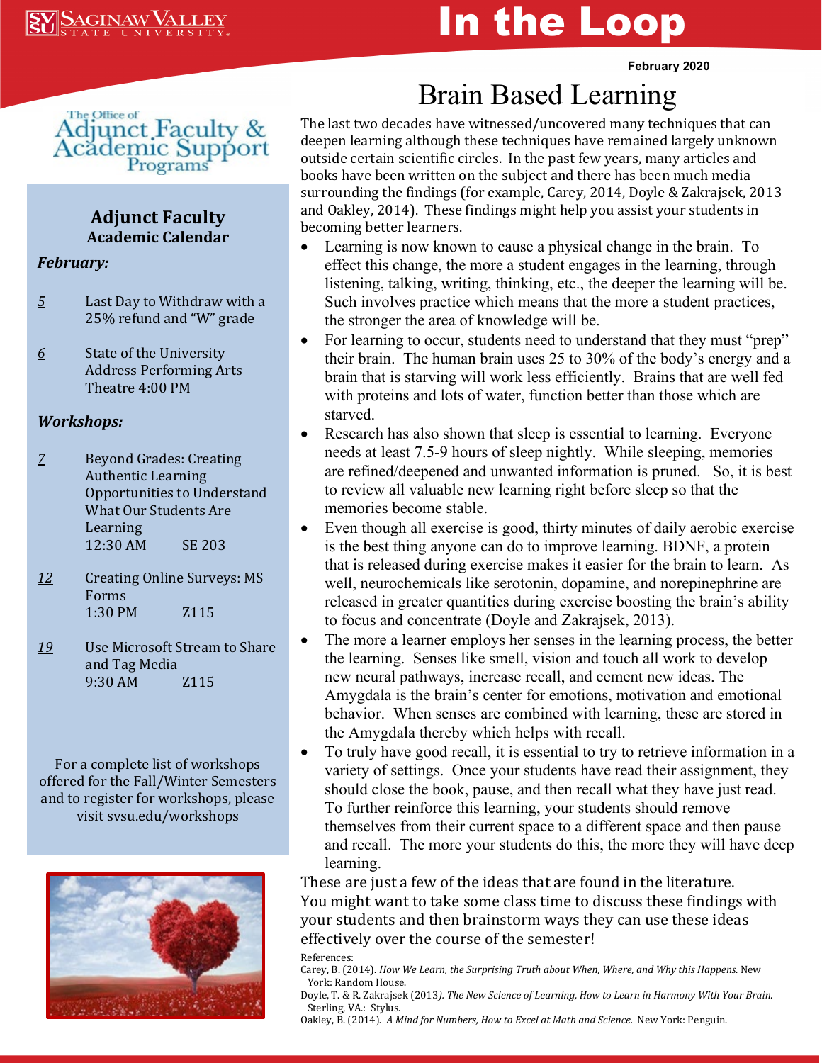Saginaw Valley State University

# In the Loop

February 2020

The Office of Adjunct Faculty & Academic Support Programs

## Adjunct Faculty Academic Calendar

***February:***

_5_ Last Day to Withdraw with a 25% refund and "W" grade

_6_ State of the University Address Performing Arts Theatre 4:00 PM

***Workshops:***

_7_ Beyond Grades: Creating Authentic Learning Opportunities to Understand What Our Students Are Learning
12:30 AM SE 203

_12_ Creating Online Surveys: MS Forms
1:30 PM Z115

_19_ Use Microsoft Stream to Share and Tag Media
9:30 AM Z115

For a complete list of workshops offered for the Fall/Winter Semesters and to register for workshops, please visit svsu.edu/workshops

# Brain Based Learning

The last two decades have witnessed/uncovered many techniques that can deepen learning although these techniques have remained largely unknown outside certain scientific circles. In the past few years, many articles and books have been written on the subject and there has been much media surrounding the findings (for example, Carey, 2014, Doyle & Zakrajsek, 2013 and Oakley, 2014). These findings might help you assist your students in becoming better learners.

- Learning is now known to cause a physical change in the brain. To effect this change, the more a student engages in the learning, through listening, talking, writing, thinking, etc., the deeper the learning will be. Such involves practice which means that the more a student practices, the stronger the area of knowledge will be.
- For learning to occur, students need to understand that they must "prep" their brain. The human brain uses 25 to 30% of the body's energy and a brain that is starving will work less efficiently. Brains that are well fed with proteins and lots of water, function better than those which are starved.
- Research has also shown that sleep is essential to learning. Everyone needs at least 7.5-9 hours of sleep nightly. While sleeping, memories are refined/deepened and unwanted information is pruned. So, it is best to review all valuable new learning right before sleep so that the memories become stable.
- Even though all exercise is good, thirty minutes of daily aerobic exercise is the best thing anyone can do to improve learning. BDNF, a protein that is released during exercise makes it easier for the brain to learn. As well, neurochemicals like serotonin, dopamine, and norepinephrine are released in greater quantities during exercise boosting the brain's ability to focus and concentrate (Doyle and Zakrajsek, 2013).
- The more a learner employs her senses in the learning process, the better the learning. Senses like smell, vision and touch all work to develop new neural pathways, increase recall, and cement new ideas. The Amygdala is the brain's center for emotions, motivation and emotional behavior. When senses are combined with learning, these are stored in the Amygdala thereby which helps with recall.
- To truly have good recall, it is essential to try to retrieve information in a variety of settings. Once your students have read their assignment, they should close the book, pause, and then recall what they have just read. To further reinforce this learning, your students should remove themselves from their current space to a different space and then pause and recall. The more your students do this, the more they will have deep learning.

These are just a few of the ideas that are found in the literature. You might want to take some class time to discuss these findings with your students and then brainstorm ways they can use these ideas effectively over the course of the semester!

References:

Carey, B. (2014). *How We Learn, the Surprising Truth about When, Where, and Why this Happens.* New York: Random House.

Doyle, T. & R. Zakrajsek (2013*). The New Science of Learning, How to Learn in Harmony With Your Brain.* Sterling, VA.: Stylus.

Oakley, B. (2014). *A Mind for Numbers, How to Excel at Math and Science.* New York: Penguin.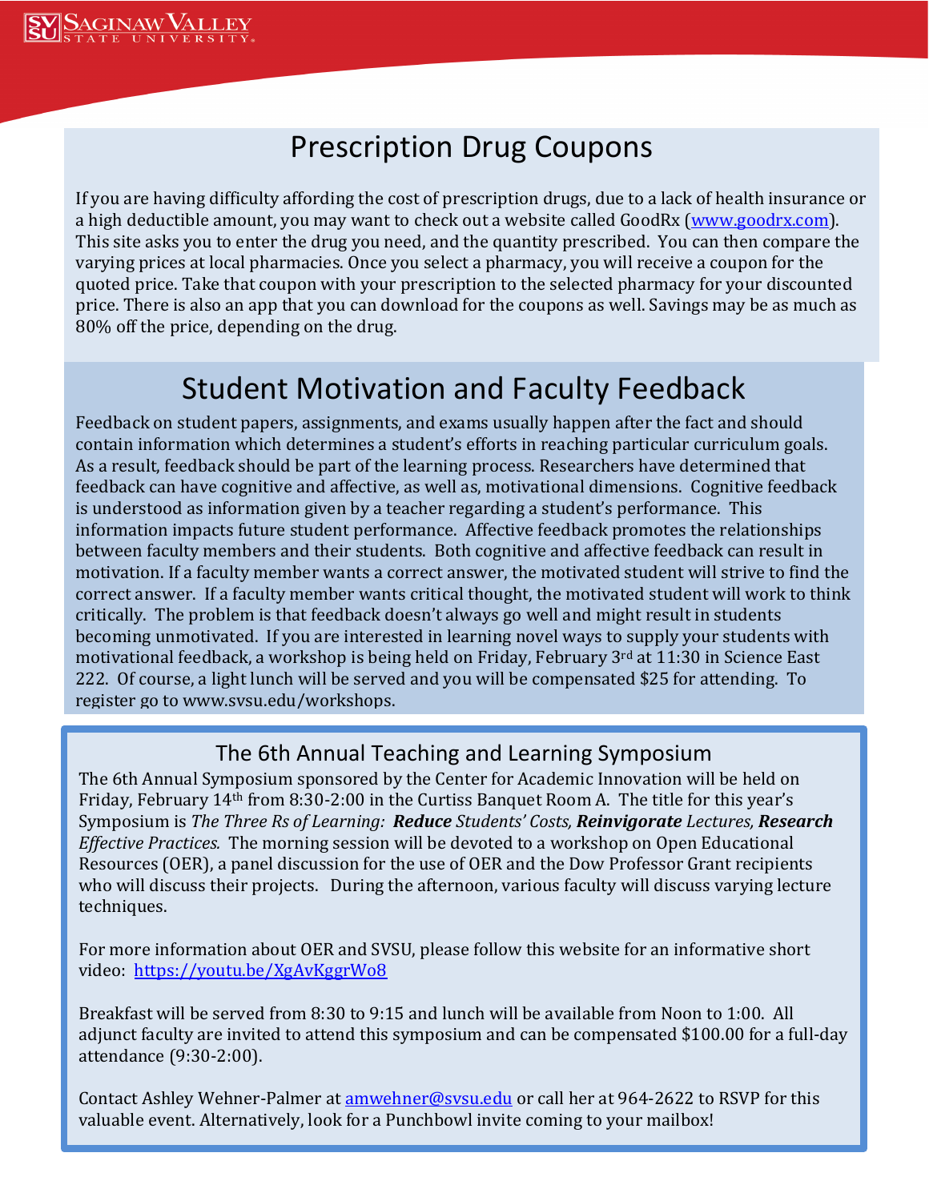# Prescription Drug Coupons

If you are having difficulty affording the cost of prescription drugs, due to a lack of health insurance or a high deductible amount, you may want to check out a website called GoodRx (www.goodrx.com). This site asks you to enter the drug you need, and the quantity prescribed. You can then compare the varying prices at local pharmacies. Once you select a pharmacy, you will receive a coupon for the quoted price. Take that coupon with your prescription to the selected pharmacy for your discounted price. There is also an app that you can download for the coupons as well. Savings may be as much as 80% off the price, depending on the drug.

# Student Motivation and Faculty Feedback

Feedback on student papers, assignments, and exams usually happen after the fact and should contain information which determines a student's efforts in reaching particular curriculum goals. As a result, feedback should be part of the learning process. Researchers have determined that feedback can have cognitive and affective, as well as, motivational dimensions. Cognitive feedback is understood as information given by a teacher regarding a student's performance. This information impacts future student performance. Affective feedback promotes the relationships between faculty members and their students. Both cognitive and affective feedback can result in motivation. If a faculty member wants a correct answer, the motivated student will strive to find the correct answer. If a faculty member wants critical thought, the motivated student will work to think critically. The problem is that feedback doesn't always go well and might result in students becoming unmotivated. If you are interested in learning novel ways to supply your students with motivational feedback, a workshop is being held on Friday, February 3rd at 11:30 in Science East 222. Of course, a light lunch will be served and you will be compensated $25 for attending. To register go to www.svsu.edu/workshops.

## The 6th Annual Teaching and Learning Symposium

The 6th Annual Symposium sponsored by the Center for Academic Innovation will be held on Friday, February 14th from 8:30-2:00 in the Curtiss Banquet Room A. The title for this year's Symposium is *The Three Rs of Learning:* ***Reduce*** *Students' Costs,* ***Reinvigorate*** *Lectures,* ***Research*** *Effective Practices.* The morning session will be devoted to a workshop on Open Educational Resources (OER), a panel discussion for the use of OER and the Dow Professor Grant recipients who will discuss their projects. During the afternoon, various faculty will discuss varying lecture techniques.

For more information about OER and SVSU, please follow this website for an informative short video: https://youtu.be/XgAvKggrWo8

Breakfast will be served from 8:30 to 9:15 and lunch will be available from Noon to 1:00. All adjunct faculty are invited to attend this symposium and can be compensated $100.00 for a full-day attendance (9:30-2:00).

Contact Ashley Wehner-Palmer at amwehner@svsu.edu or call her at 964-2622 to RSVP for this valuable event. Alternatively, look for a Punchbowl invite coming to your mailbox!